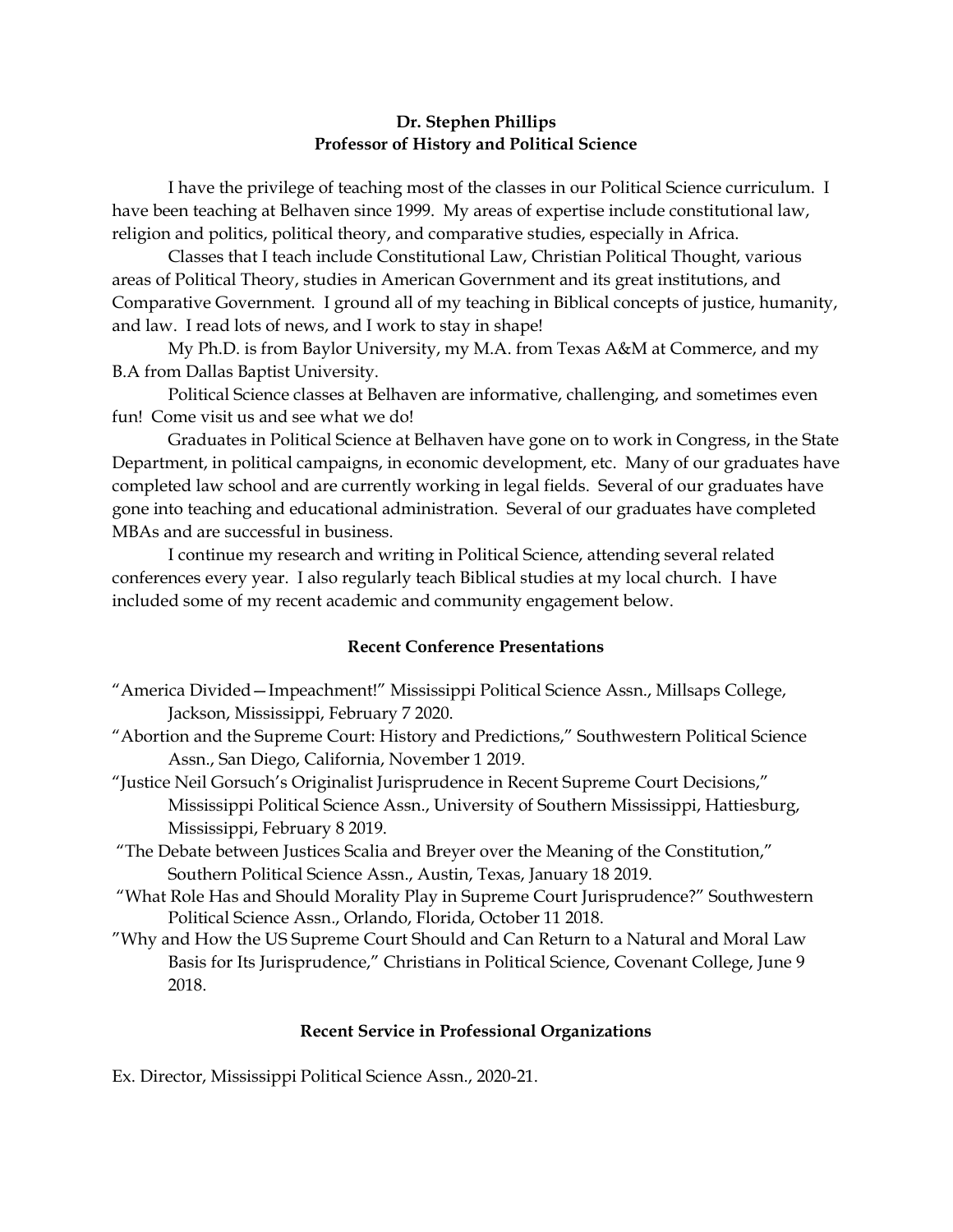**Dr. Stephen Phillips**
**Professor of History and Political Science**

I have the privilege of teaching most of the classes in our Political Science curriculum. I have been teaching at Belhaven since 1999. My areas of expertise include constitutional law, religion and politics, political theory, and comparative studies, especially in Africa.

Classes that I teach include Constitutional Law, Christian Political Thought, various areas of Political Theory, studies in American Government and its great institutions, and Comparative Government. I ground all of my teaching in Biblical concepts of justice, humanity, and law. I read lots of news, and I work to stay in shape!

My Ph.D. is from Baylor University, my M.A. from Texas A&M at Commerce, and my B.A from Dallas Baptist University.

Political Science classes at Belhaven are informative, challenging, and sometimes even fun! Come visit us and see what we do!

Graduates in Political Science at Belhaven have gone on to work in Congress, in the State Department, in political campaigns, in economic development, etc. Many of our graduates have completed law school and are currently working in legal fields. Several of our graduates have gone into teaching and educational administration. Several of our graduates have completed MBAs and are successful in business.

I continue my research and writing in Political Science, attending several related conferences every year. I also regularly teach Biblical studies at my local church. I have included some of my recent academic and community engagement below.

**Recent Conference Presentations**

"America Divided—Impeachment!" Mississippi Political Science Assn., Millsaps College, Jackson, Mississippi, February 7 2020.

"Abortion and the Supreme Court: History and Predictions," Southwestern Political Science Assn., San Diego, California, November 1 2019.

"Justice Neil Gorsuch's Originalist Jurisprudence in Recent Supreme Court Decisions," Mississippi Political Science Assn., University of Southern Mississippi, Hattiesburg, Mississippi, February 8 2019.

"The Debate between Justices Scalia and Breyer over the Meaning of the Constitution," Southern Political Science Assn., Austin, Texas, January 18 2019.

"What Role Has and Should Morality Play in Supreme Court Jurisprudence?" Southwestern Political Science Assn., Orlando, Florida, October 11 2018.

"Why and How the US Supreme Court Should and Can Return to a Natural and Moral Law Basis for Its Jurisprudence," Christians in Political Science, Covenant College, June 9 2018.

**Recent Service in Professional Organizations**

Ex. Director, Mississippi Political Science Assn., 2020-21.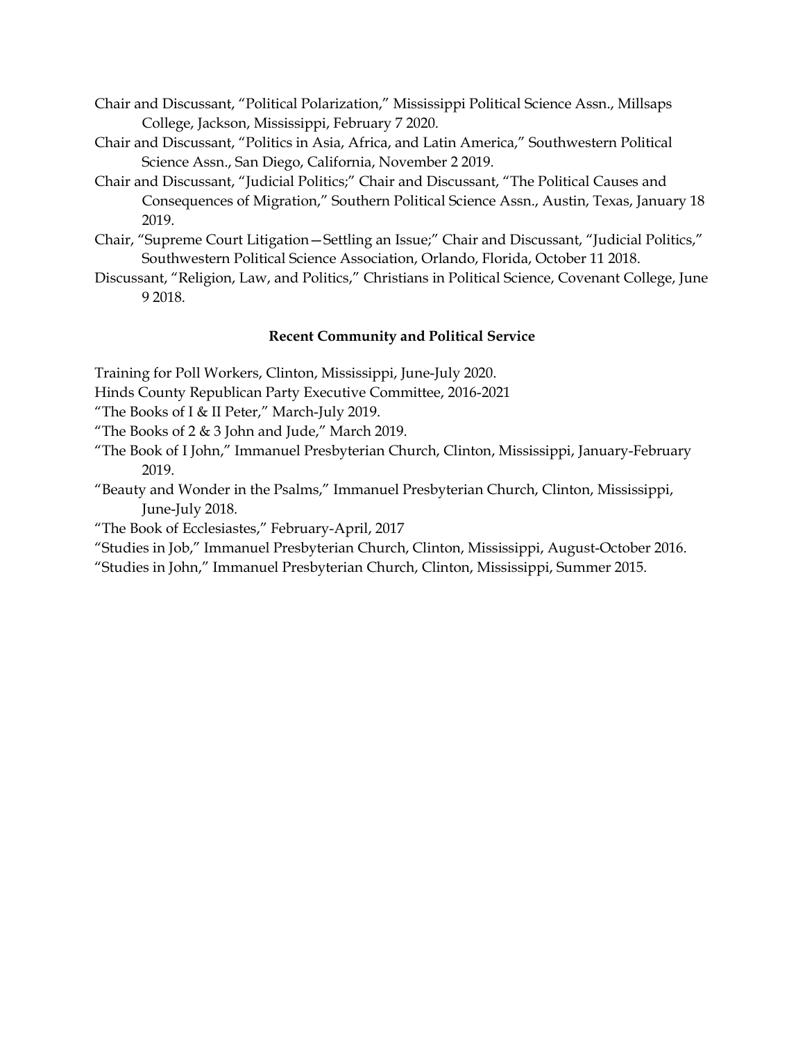Chair and Discussant, “Political Polarization,” Mississippi Political Science Assn., Millsaps College, Jackson, Mississippi, February 7 2020.

Chair and Discussant, “Politics in Asia, Africa, and Latin America,” Southwestern Political Science Assn., San Diego, California, November 2 2019.

Chair and Discussant, “Judicial Politics;” Chair and Discussant, “The Political Causes and Consequences of Migration,” Southern Political Science Assn., Austin, Texas, January 18 2019.

Chair, “Supreme Court Litigation—Settling an Issue;” Chair and Discussant, “Judicial Politics,” Southwestern Political Science Association, Orlando, Florida, October 11 2018.

Discussant, “Religion, Law, and Politics,” Christians in Political Science, Covenant College, June 9 2018.

**Recent Community and Political Service**

Training for Poll Workers, Clinton, Mississippi, June-July 2020.

Hinds County Republican Party Executive Committee, 2016-2021

“The Books of I & II Peter,” March-July 2019.

“The Books of 2 & 3 John and Jude,” March 2019.

“The Book of I John,” Immanuel Presbyterian Church, Clinton, Mississippi, January-February 2019.

“Beauty and Wonder in the Psalms,” Immanuel Presbyterian Church, Clinton, Mississippi, June-July 2018.

“The Book of Ecclesiastes,” February-April, 2017

“Studies in Job,” Immanuel Presbyterian Church, Clinton, Mississippi, August-October 2016.

“Studies in John,” Immanuel Presbyterian Church, Clinton, Mississippi, Summer 2015.